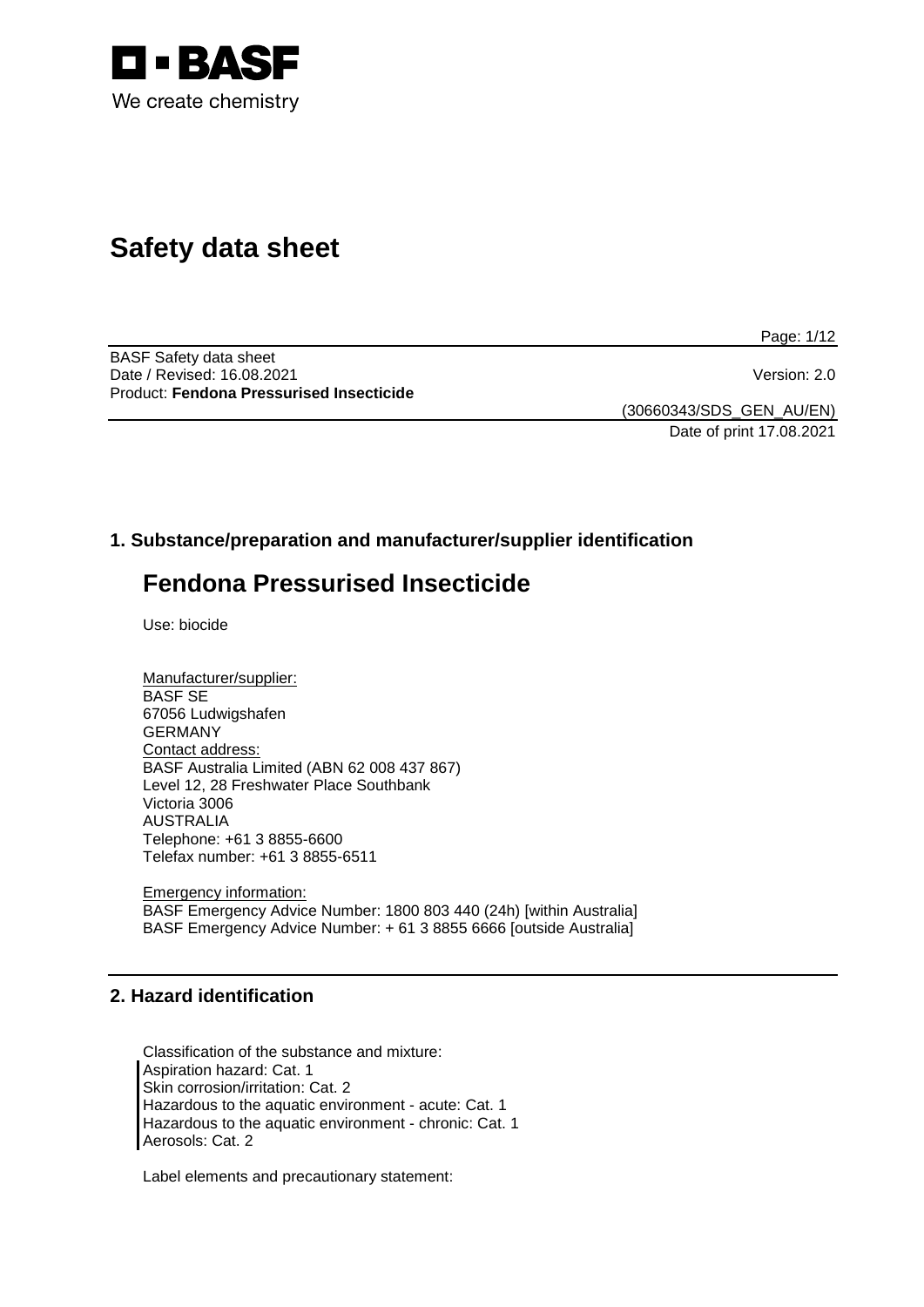# Safety data sheet

BASF Safety data sheet
Date / Revised: 16.08.2021
Version: 2.0
Product: **Fendona Pressurised Insecticide**

(30660343/SDS_GEN_AU/EN)
Date of print 17.08.2021

## 1. Substance/preparation and manufacturer/supplier identification

# Fendona Pressurised Insecticide

Use: biocide

Manufacturer/supplier:
BASF SE
67056 Ludwigshafen
GERMANY
Contact address:
BASF Australia Limited (ABN 62 008 437 867)
Level 12, 28 Freshwater Place Southbank
Victoria 3006
AUSTRALIA
Telephone: +61 3 8855-6600
Telefax number: +61 3 8855-6511

Emergency information:
BASF Emergency Advice Number: 1800 803 440 (24h) [within Australia]
BASF Emergency Advice Number: + 61 3 8855 6666 [outside Australia]

## 2. Hazard identification

Classification of the substance and mixture:
Aspiration hazard: Cat. 1
Skin corrosion/irritation: Cat. 2
Hazardous to the aquatic environment - acute: Cat. 1
Hazardous to the aquatic environment - chronic: Cat. 1
Aerosols: Cat. 2

Label elements and precautionary statement: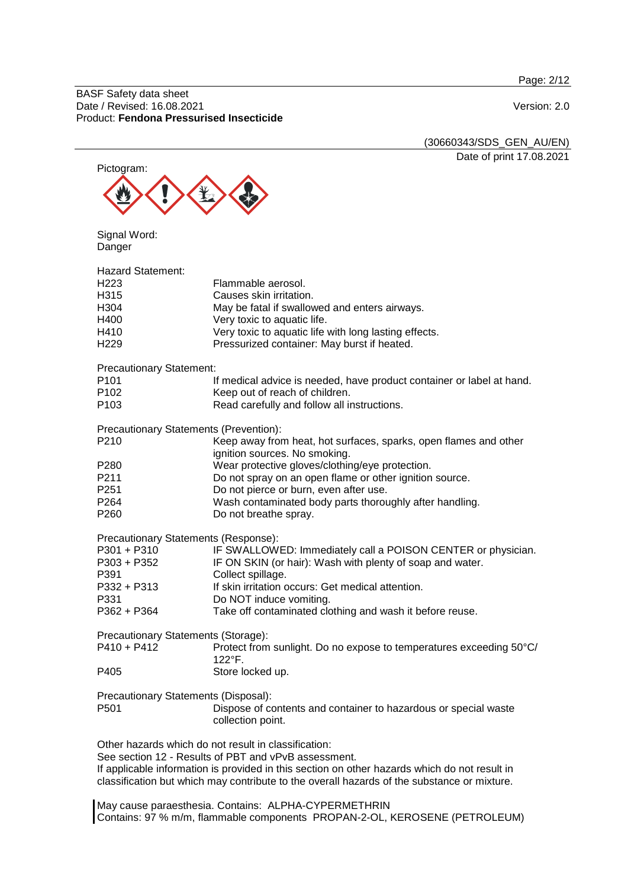Pictogram:

Signal Word:
Danger

Hazard Statement:

| | |
|---|---|
| H223 | Flammable aerosol. |
| H315 | Causes skin irritation. |
| H304 | May be fatal if swallowed and enters airways. |
| H400 | Very toxic to aquatic life. |
| H410 | Very toxic to aquatic life with long lasting effects. |
| H229 | Pressurized container: May burst if heated. |

Precautionary Statement:

| | |
|---|---|
| P101 | If medical advice is needed, have product container or label at hand. |
| P102 | Keep out of reach of children. |
| P103 | Read carefully and follow all instructions. |

Precautionary Statements (Prevention):

| | |
|---|---|
| P210 | Keep away from heat, hot surfaces, sparks, open flames and other ignition sources. No smoking. |
| P280 | Wear protective gloves/clothing/eye protection. |
| P211 | Do not spray on an open flame or other ignition source. |
| P251 | Do not pierce or burn, even after use. |
| P264 | Wash contaminated body parts thoroughly after handling. |
| P260 | Do not breathe spray. |

Precautionary Statements (Response):

| | |
|---|---|
| P301 + P310 | IF SWALLOWED: Immediately call a POISON CENTER or physician. |
| P303 + P352 | IF ON SKIN (or hair): Wash with plenty of soap and water. |
| P391 | Collect spillage. |
| P332 + P313 | If skin irritation occurs: Get medical attention. |
| P331 | Do NOT induce vomiting. |
| P362 + P364 | Take off contaminated clothing and wash it before reuse. |

Precautionary Statements (Storage):

| | |
|---|---|
| P410 + P412 | Protect from sunlight. Do no expose to temperatures exceeding 50°C/ 122°F. |
| P405 | Store locked up. |

Precautionary Statements (Disposal):

| | |
|---|---|
| P501 | Dispose of contents and container to hazardous or special waste collection point. |

Other hazards which do not result in classification:
See section 12 - Results of PBT and vPvB assessment.
If applicable information is provided in this section on other hazards which do not result in classification but which may contribute to the overall hazards of the substance or mixture.

May cause paraesthesia. Contains: ALPHA-CYPERMETHRIN
Contains: 97 % m/m, flammable components PROPAN-2-OL, KEROSENE (PETROLEUM)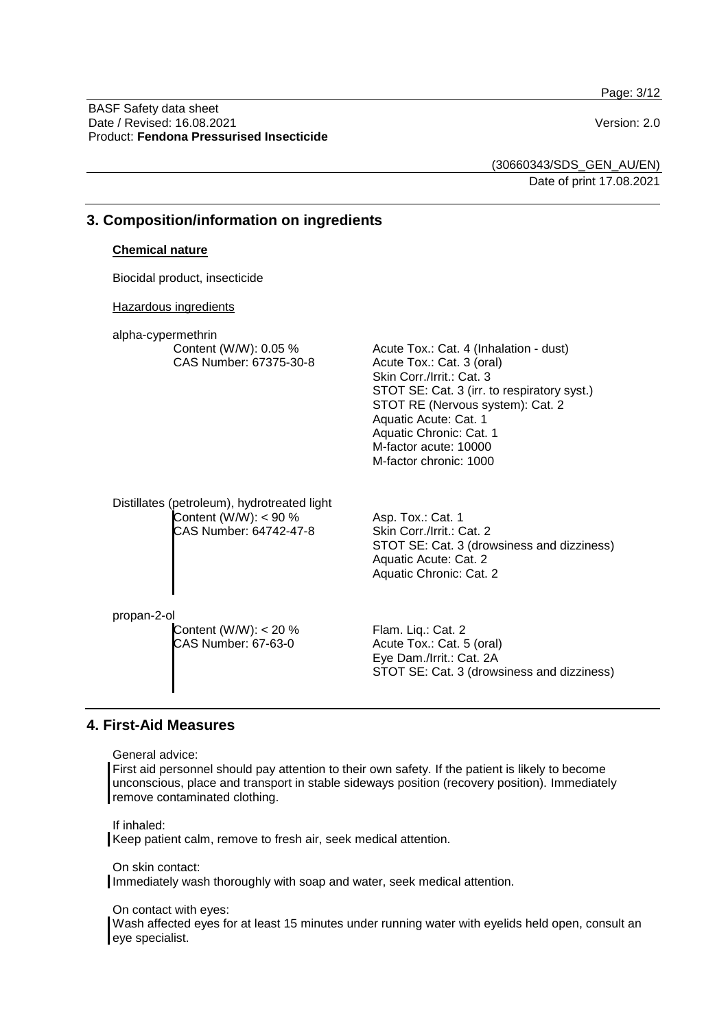## 3. Composition/information on ingredients

**Chemical nature**

Biocidal product, insecticide

Hazardous ingredients

alpha-cypermethrin

| | |
|---|---|
| Content (W/W): 0.05 %<br>CAS Number: 67375-30-8 | Acute Tox.: Cat. 4 (Inhalation - dust)<br>Acute Tox.: Cat. 3 (oral)<br>Skin Corr./Irrit.: Cat. 3<br>STOT SE: Cat. 3 (irr. to respiratory syst.)<br>STOT RE (Nervous system): Cat. 2<br>Aquatic Acute: Cat. 1<br>Aquatic Chronic: Cat. 1<br>M-factor acute: 10000<br>M-factor chronic: 1000 |

Distillates (petroleum), hydrotreated light

| | |
|---|---|
| Content (W/W): < 90 %<br>CAS Number: 64742-47-8 | Asp. Tox.: Cat. 1<br>Skin Corr./Irrit.: Cat. 2<br>STOT SE: Cat. 3 (drowsiness and dizziness)<br>Aquatic Acute: Cat. 2<br>Aquatic Chronic: Cat. 2 |

propan-2-ol

| | |
|---|---|
| Content (W/W): < 20 %<br>CAS Number: 67-63-0 | Flam. Liq.: Cat. 2<br>Acute Tox.: Cat. 5 (oral)<br>Eye Dam./Irrit.: Cat. 2A<br>STOT SE: Cat. 3 (drowsiness and dizziness) |

## 4. First-Aid Measures

General advice:
First aid personnel should pay attention to their own safety. If the patient is likely to become unconscious, place and transport in stable sideways position (recovery position). Immediately remove contaminated clothing.

If inhaled:
Keep patient calm, remove to fresh air, seek medical attention.

On skin contact:
Immediately wash thoroughly with soap and water, seek medical attention.

On contact with eyes:
Wash affected eyes for at least 15 minutes under running water with eyelids held open, consult an eye specialist.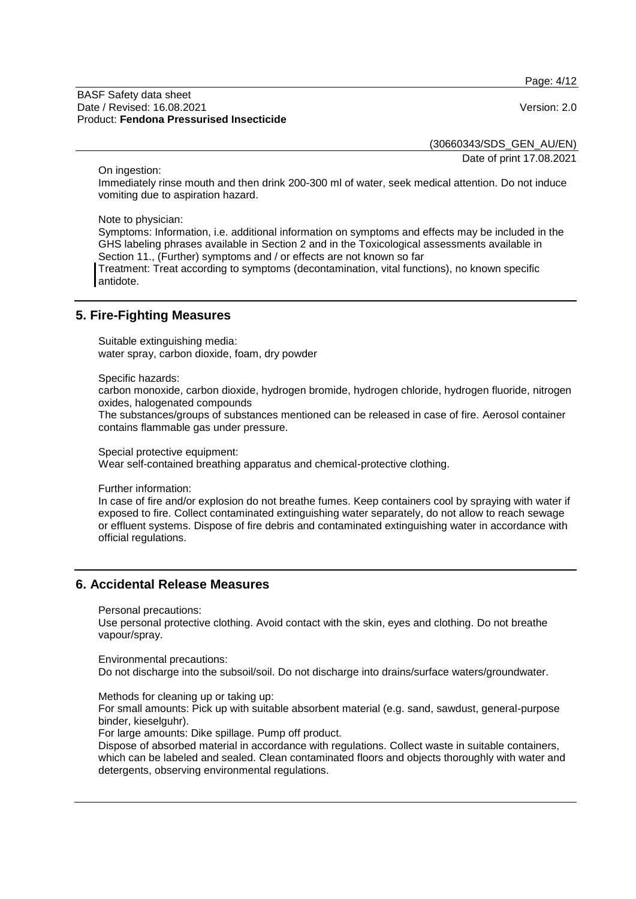On ingestion:

Immediately rinse mouth and then drink 200-300 ml of water, seek medical attention. Do not induce vomiting due to aspiration hazard.

Note to physician:

Symptoms: Information, i.e. additional information on symptoms and effects may be included in the GHS labeling phrases available in Section 2 and in the Toxicological assessments available in Section 11., (Further) symptoms and / or effects are not known so far

Treatment: Treat according to symptoms (decontamination, vital functions), no known specific antidote.

## 5. Fire-Fighting Measures

Suitable extinguishing media:
water spray, carbon dioxide, foam, dry powder

Specific hazards:
carbon monoxide, carbon dioxide, hydrogen bromide, hydrogen chloride, hydrogen fluoride, nitrogen oxides, halogenated compounds

The substances/groups of substances mentioned can be released in case of fire. Aerosol container contains flammable gas under pressure.

Special protective equipment:
Wear self-contained breathing apparatus and chemical-protective clothing.

Further information:
In case of fire and/or explosion do not breathe fumes. Keep containers cool by spraying with water if exposed to fire. Collect contaminated extinguishing water separately, do not allow to reach sewage or effluent systems. Dispose of fire debris and contaminated extinguishing water in accordance with official regulations.

## 6. Accidental Release Measures

Personal precautions:
Use personal protective clothing. Avoid contact with the skin, eyes and clothing. Do not breathe vapour/spray.

Environmental precautions:
Do not discharge into the subsoil/soil. Do not discharge into drains/surface waters/groundwater.

Methods for cleaning up or taking up:
For small amounts: Pick up with suitable absorbent material (e.g. sand, sawdust, general-purpose binder, kieselguhr).
For large amounts: Dike spillage. Pump off product.
Dispose of absorbed material in accordance with regulations. Collect waste in suitable containers, which can be labeled and sealed. Clean contaminated floors and objects thoroughly with water and detergents, observing environmental regulations.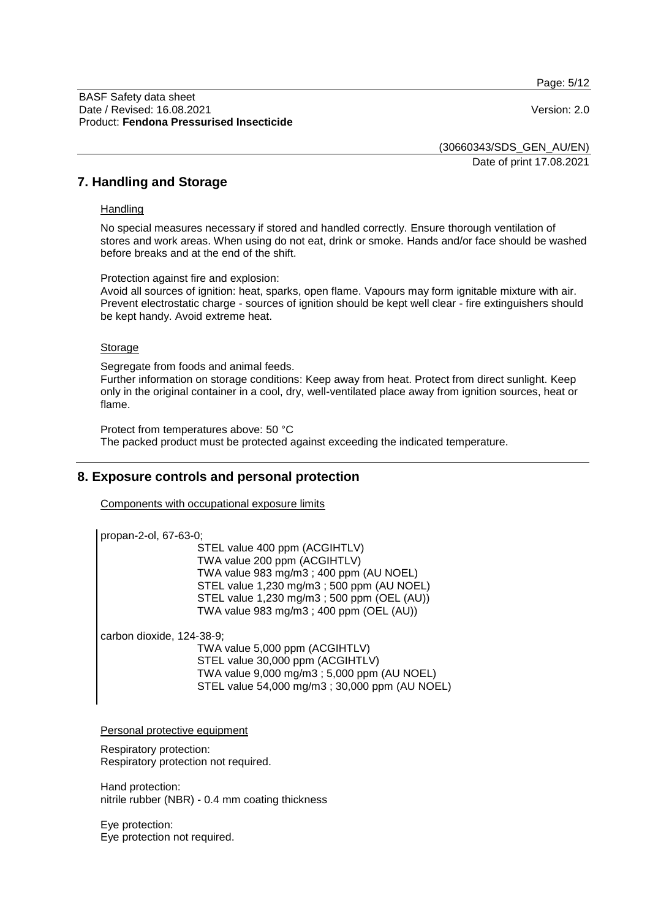## 7. Handling and Storage

Handling

No special measures necessary if stored and handled correctly. Ensure thorough ventilation of stores and work areas. When using do not eat, drink or smoke. Hands and/or face should be washed before breaks and at the end of the shift.

Protection against fire and explosion:
Avoid all sources of ignition: heat, sparks, open flame. Vapours may form ignitable mixture with air. Prevent electrostatic charge - sources of ignition should be kept well clear - fire extinguishers should be kept handy. Avoid extreme heat.

Storage

Segregate from foods and animal feeds.
Further information on storage conditions: Keep away from heat. Protect from direct sunlight. Keep only in the original container in a cool, dry, well-ventilated place away from ignition sources, heat or flame.

Protect from temperatures above: 50 °C
The packed product must be protected against exceeding the indicated temperature.

## 8. Exposure controls and personal protection

Components with occupational exposure limits

propan-2-ol, 67-63-0;
STEL value 400 ppm (ACGIHTLV)
TWA value 200 ppm (ACGIHTLV)
TWA value 983 mg/m3 ; 400 ppm (AU NOEL)
STEL value 1,230 mg/m3 ; 500 ppm (AU NOEL)
STEL value 1,230 mg/m3 ; 500 ppm (OEL (AU))
TWA value 983 mg/m3 ; 400 ppm (OEL (AU))

carbon dioxide, 124-38-9;
TWA value 5,000 ppm (ACGIHTLV)
STEL value 30,000 ppm (ACGIHTLV)
TWA value 9,000 mg/m3 ; 5,000 ppm (AU NOEL)
STEL value 54,000 mg/m3 ; 30,000 ppm (AU NOEL)

Personal protective equipment

Respiratory protection:
Respiratory protection not required.

Hand protection:
nitrile rubber (NBR) - 0.4 mm coating thickness

Eye protection:
Eye protection not required.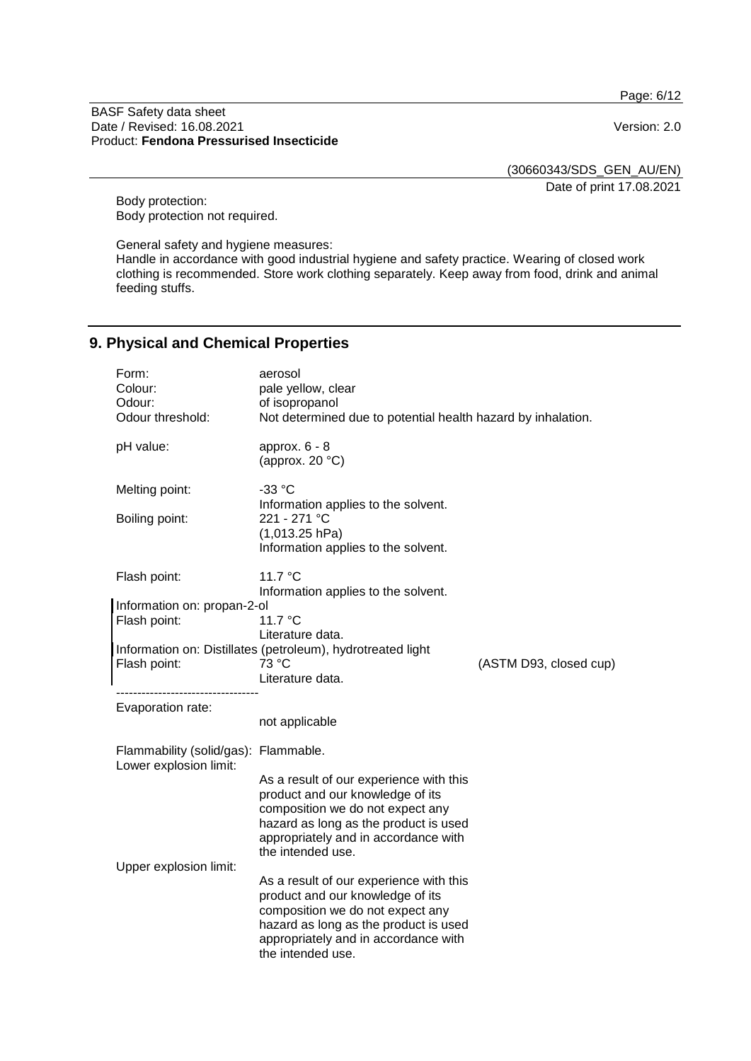Body protection:
Body protection not required.

General safety and hygiene measures:
Handle in accordance with good industrial hygiene and safety practice. Wearing of closed work clothing is recommended. Store work clothing separately. Keep away from food, drink and animal feeding stuffs.

## 9. Physical and Chemical Properties

Form: aerosol
Colour: pale yellow, clear
Odour: of isopropanol
Odour threshold: Not determined due to potential health hazard by inhalation.

pH value: approx. 6 - 8
(approx. 20 °C)

Melting point: -33 °C
Information applies to the solvent.

Boiling point: 221 - 271 °C
(1,013.25 hPa)
Information applies to the solvent.

Flash point: 11.7 °C
Information applies to the solvent.

Information on: propan-2-ol
Flash point: 11.7 °C
Literature data.

Information on: Distillates (petroleum), hydrotreated light
Flash point: 73 °C (ASTM D93, closed cup)
Literature data.

----------------------------------

Evaporation rate:
not applicable

Flammability (solid/gas): Flammable.

Lower explosion limit:
As a result of our experience with this product and our knowledge of its composition we do not expect any hazard as long as the product is used appropriately and in accordance with the intended use.

Upper explosion limit:
As a result of our experience with this product and our knowledge of its composition we do not expect any hazard as long as the product is used appropriately and in accordance with the intended use.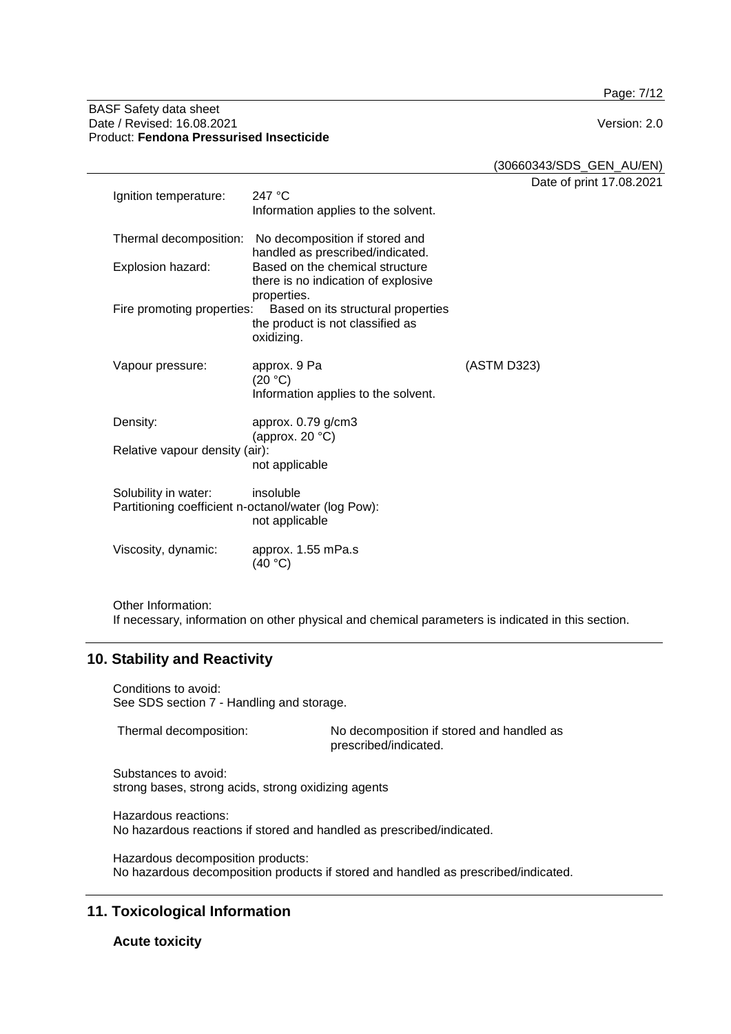Ignition temperature: 247 °C
Information applies to the solvent.

Thermal decomposition: No decomposition if stored and handled as prescribed/indicated.

Explosion hazard: Based on the chemical structure there is no indication of explosive properties.

Fire promoting properties: Based on its structural properties the product is not classified as oxidizing.

Vapour pressure: approx. 9 Pa (20 °C) (ASTM D323)
Information applies to the solvent.

Density: approx. 0.79 g/cm3 (approx. 20 °C)

Relative vapour density (air): not applicable

Solubility in water: insoluble

Partitioning coefficient n-octanol/water (log Pow): not applicable

Viscosity, dynamic: approx. 1.55 mPa.s (40 °C)

Other Information:
If necessary, information on other physical and chemical parameters is indicated in this section.

## 10. Stability and Reactivity

Conditions to avoid:
See SDS section 7 - Handling and storage.

Thermal decomposition: No decomposition if stored and handled as prescribed/indicated.

Substances to avoid:
strong bases, strong acids, strong oxidizing agents

Hazardous reactions:
No hazardous reactions if stored and handled as prescribed/indicated.

Hazardous decomposition products:
No hazardous decomposition products if stored and handled as prescribed/indicated.

## 11. Toxicological Information

### Acute toxicity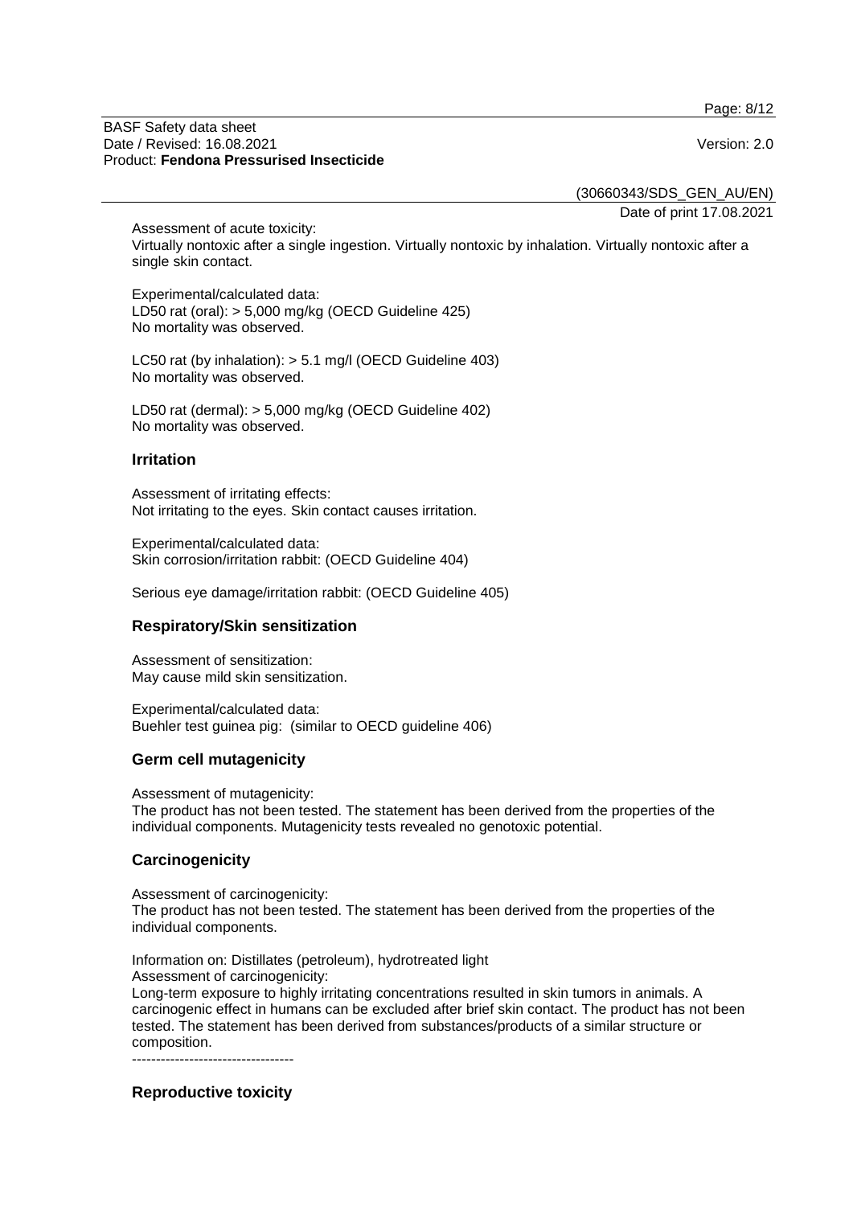Assessment of acute toxicity:
Virtually nontoxic after a single ingestion. Virtually nontoxic by inhalation. Virtually nontoxic after a single skin contact.

Experimental/calculated data:
LD50 rat (oral): > 5,000 mg/kg (OECD Guideline 425)
No mortality was observed.

LC50 rat (by inhalation): > 5.1 mg/l (OECD Guideline 403)
No mortality was observed.

LD50 rat (dermal): > 5,000 mg/kg (OECD Guideline 402)
No mortality was observed.

## Irritation

Assessment of irritating effects:
Not irritating to the eyes. Skin contact causes irritation.

Experimental/calculated data:
Skin corrosion/irritation rabbit: (OECD Guideline 404)

Serious eye damage/irritation rabbit: (OECD Guideline 405)

## Respiratory/Skin sensitization

Assessment of sensitization:
May cause mild skin sensitization.

Experimental/calculated data:
Buehler test guinea pig: (similar to OECD guideline 406)

## Germ cell mutagenicity

Assessment of mutagenicity:
The product has not been tested. The statement has been derived from the properties of the individual components. Mutagenicity tests revealed no genotoxic potential.

## Carcinogenicity

Assessment of carcinogenicity:
The product has not been tested. The statement has been derived from the properties of the individual components.

Information on: Distillates (petroleum), hydrotreated light
Assessment of carcinogenicity:
Long-term exposure to highly irritating concentrations resulted in skin tumors in animals. A carcinogenic effect in humans can be excluded after brief skin contact. The product has not been tested. The statement has been derived from substances/products of a similar structure or composition.

----------------------------------

## Reproductive toxicity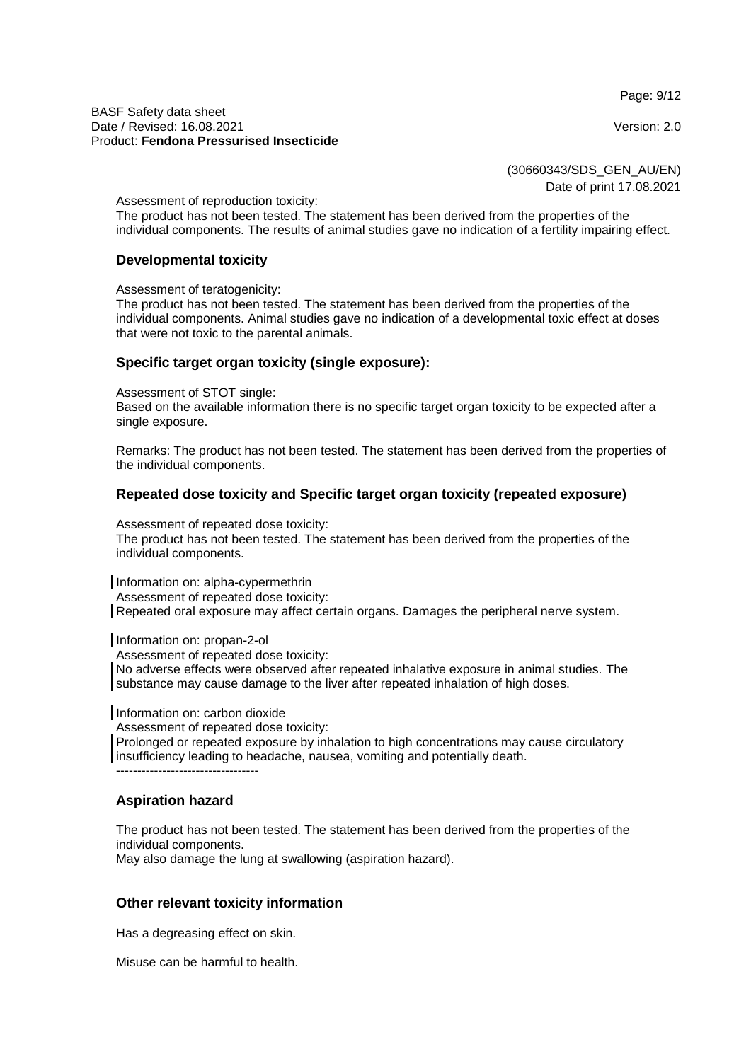Assessment of reproduction toxicity:
The product has not been tested. The statement has been derived from the properties of the individual components. The results of animal studies gave no indication of a fertility impairing effect.

### Developmental toxicity

Assessment of teratogenicity:
The product has not been tested. The statement has been derived from the properties of the individual components. Animal studies gave no indication of a developmental toxic effect at doses that were not toxic to the parental animals.

### Specific target organ toxicity (single exposure):

Assessment of STOT single:
Based on the available information there is no specific target organ toxicity to be expected after a single exposure.

Remarks: The product has not been tested. The statement has been derived from the properties of the individual components.

### Repeated dose toxicity and Specific target organ toxicity (repeated exposure)

Assessment of repeated dose toxicity:
The product has not been tested. The statement has been derived from the properties of the individual components.

Information on: alpha-cypermethrin
Assessment of repeated dose toxicity:
Repeated oral exposure may affect certain organs. Damages the peripheral nerve system.

Information on: propan-2-ol
Assessment of repeated dose toxicity:
No adverse effects were observed after repeated inhalative exposure in animal studies. The substance may cause damage to the liver after repeated inhalation of high doses.

Information on: carbon dioxide
Assessment of repeated dose toxicity:
Prolonged or repeated exposure by inhalation to high concentrations may cause circulatory insufficiency leading to headache, nausea, vomiting and potentially death.
----------------------------------

### Aspiration hazard

The product has not been tested. The statement has been derived from the properties of the individual components.
May also damage the lung at swallowing (aspiration hazard).

### Other relevant toxicity information

Has a degreasing effect on skin.

Misuse can be harmful to health.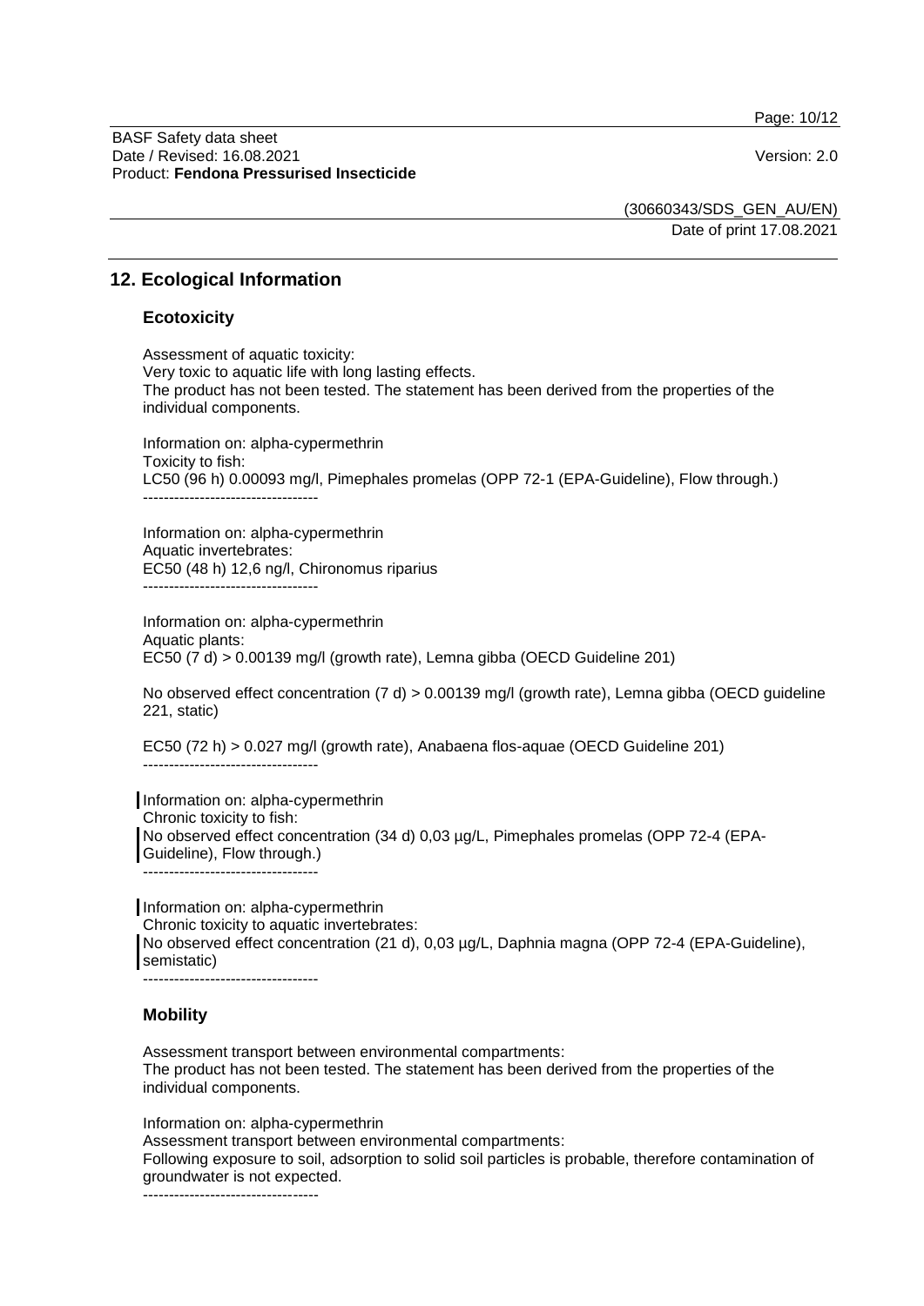## 12. Ecological Information

### Ecotoxicity

Assessment of aquatic toxicity:
Very toxic to aquatic life with long lasting effects.
The product has not been tested. The statement has been derived from the properties of the individual components.

Information on: alpha-cypermethrin
Toxicity to fish:
LC50 (96 h) 0.00093 mg/l, Pimephales promelas (OPP 72-1 (EPA-Guideline), Flow through.)
----------------------------------

Information on: alpha-cypermethrin
Aquatic invertebrates:
EC50 (48 h) 12,6 ng/l, Chironomus riparius
----------------------------------

Information on: alpha-cypermethrin
Aquatic plants:
EC50 (7 d) > 0.00139 mg/l (growth rate), Lemna gibba (OECD Guideline 201)

No observed effect concentration (7 d) > 0.00139 mg/l (growth rate), Lemna gibba (OECD guideline 221, static)

EC50 (72 h) > 0.027 mg/l (growth rate), Anabaena flos-aquae (OECD Guideline 201)
----------------------------------

Information on: alpha-cypermethrin
Chronic toxicity to fish:
No observed effect concentration (34 d) 0,03 µg/L, Pimephales promelas (OPP 72-4 (EPA-Guideline), Flow through.)
----------------------------------

Information on: alpha-cypermethrin
Chronic toxicity to aquatic invertebrates:
No observed effect concentration (21 d), 0,03 µg/L, Daphnia magna (OPP 72-4 (EPA-Guideline), semistatic)
----------------------------------

### Mobility

Assessment transport between environmental compartments:
The product has not been tested. The statement has been derived from the properties of the individual components.

Information on: alpha-cypermethrin
Assessment transport between environmental compartments:
Following exposure to soil, adsorption to solid soil particles is probable, therefore contamination of groundwater is not expected.
----------------------------------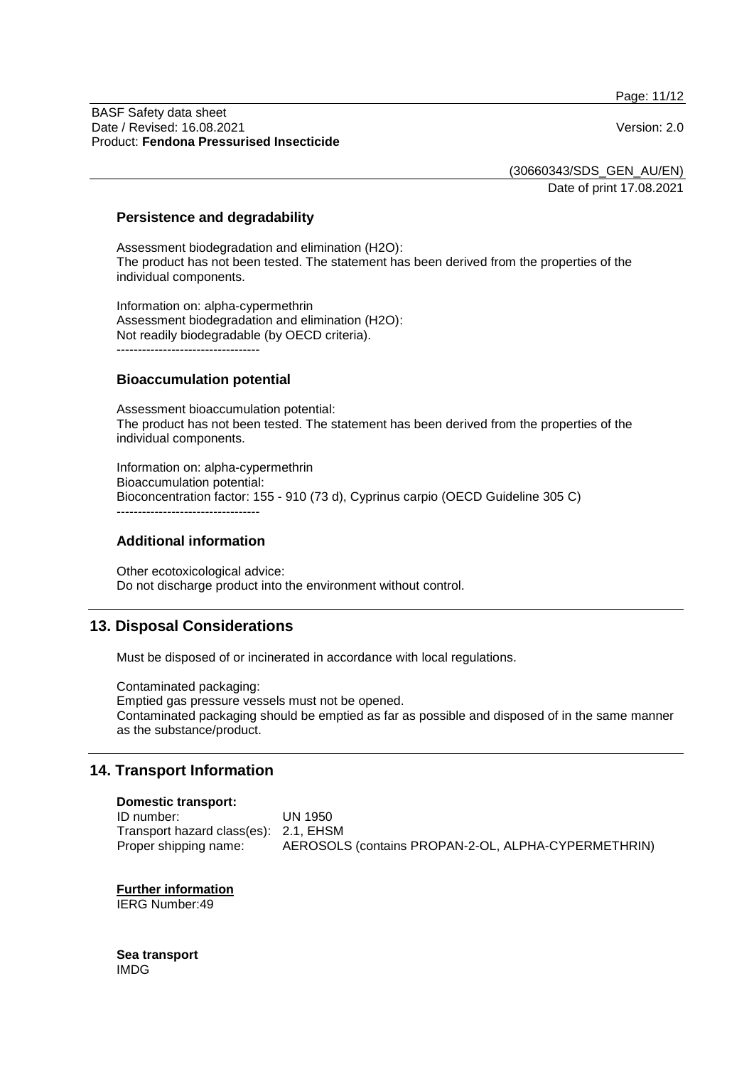### Persistence and degradability

Assessment biodegradation and elimination ($H_2O$):
The product has not been tested. The statement has been derived from the properties of the individual components.

Information on: alpha-cypermethrin
Assessment biodegradation and elimination ($H_2O$):
Not readily biodegradable (by OECD criteria).
----------------------------------

### Bioaccumulation potential

Assessment bioaccumulation potential:
The product has not been tested. The statement has been derived from the properties of the individual components.

Information on: alpha-cypermethrin
Bioaccumulation potential:
Bioconcentration factor: 155 - 910 (73 d), Cyprinus carpio (OECD Guideline 305 C)
----------------------------------

### Additional information

Other ecotoxicological advice:
Do not discharge product into the environment without control.

## 13. Disposal Considerations

Must be disposed of or incinerated in accordance with local regulations.

Contaminated packaging:
Emptied gas pressure vessels must not be opened.
Contaminated packaging should be emptied as far as possible and disposed of in the same manner as the substance/product.

## 14. Transport Information

**Domestic transport:**

| | |
|---|---|
| ID number: | UN 1950 |
| Transport hazard class(es): | 2.1, EHSM |
| Proper shipping name: | AEROSOLS (contains PROPAN-2-OL, ALPHA-CYPERMETHRIN) |

**Further information**
IERG Number:49

**Sea transport**
IMDG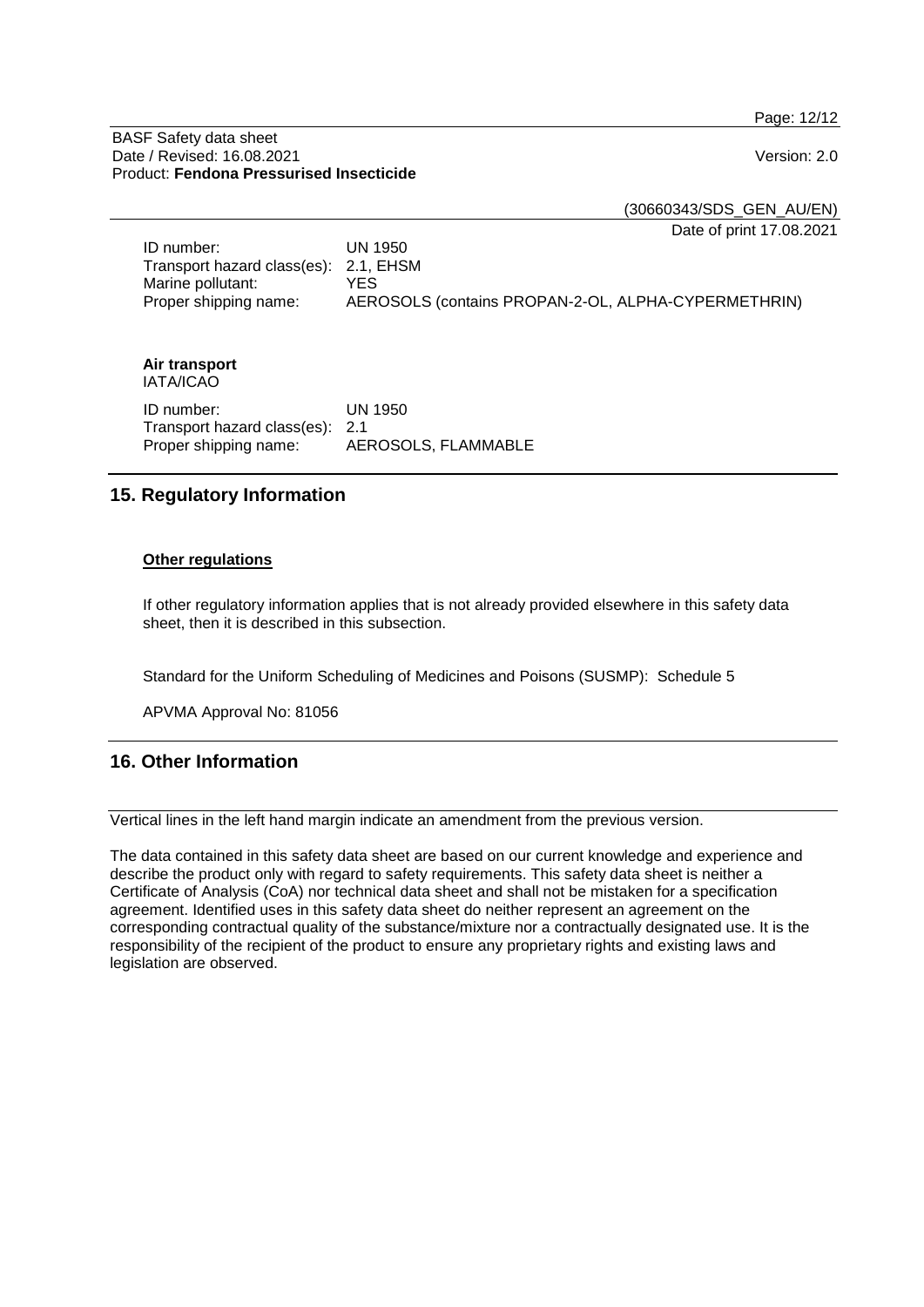| | |
|---|---|
| ID number: | UN 1950 |
| Transport hazard class(es): | 2.1, EHSM |
| Marine pollutant: | YES |
| Proper shipping name: | AEROSOLS (contains PROPAN-2-OL, ALPHA-CYPERMETHRIN) |

**Air transport**
IATA/ICAO

| | |
|---|---|
| ID number: | UN 1950 |
| Transport hazard class(es): | 2.1 |
| Proper shipping name: | AEROSOLS, FLAMMABLE |

## 15. Regulatory Information

**Other regulations**

If other regulatory information applies that is not already provided elsewhere in this safety data sheet, then it is described in this subsection.

Standard for the Uniform Scheduling of Medicines and Poisons (SUSMP): Schedule 5

APVMA Approval No: 81056

## 16. Other Information

Vertical lines in the left hand margin indicate an amendment from the previous version.

The data contained in this safety data sheet are based on our current knowledge and experience and describe the product only with regard to safety requirements. This safety data sheet is neither a Certificate of Analysis (CoA) nor technical data sheet and shall not be mistaken for a specification agreement. Identified uses in this safety data sheet do neither represent an agreement on the corresponding contractual quality of the substance/mixture nor a contractually designated use. It is the responsibility of the recipient of the product to ensure any proprietary rights and existing laws and legislation are observed.